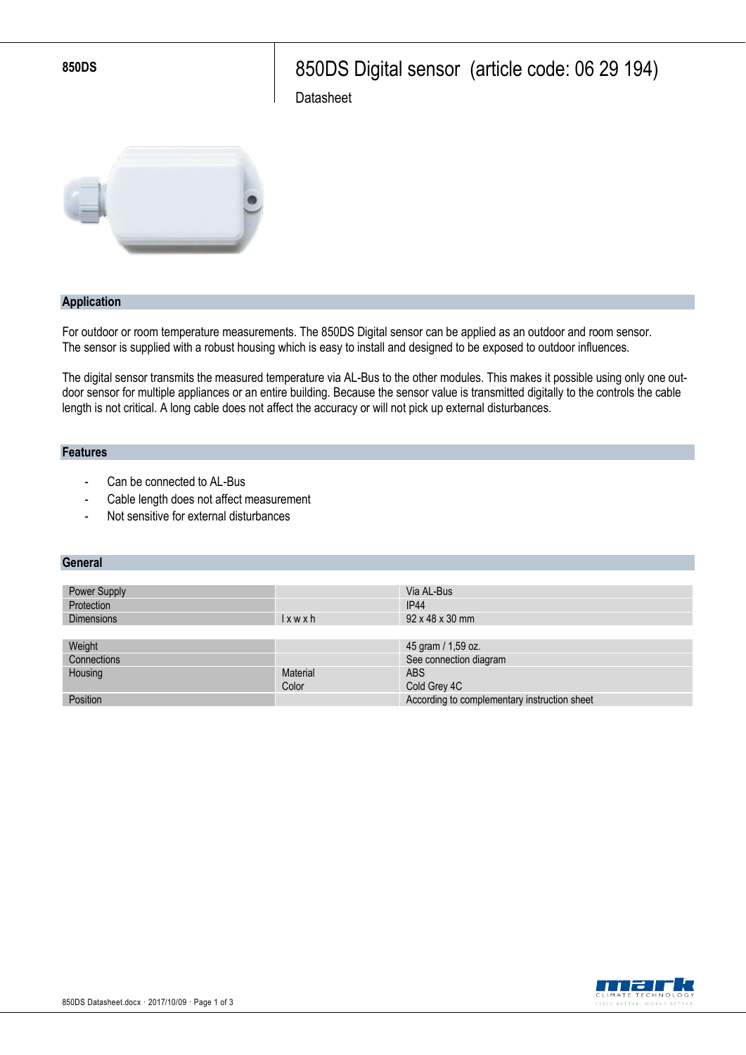850DS

# 850DS Digital sensor (article code: 06 29 194)

Datasheet

## Application

For outdoor or room temperature measurements. The 850DS Digital sensor can be applied as an outdoor and room sensor. The sensor is supplied with a robust housing which is easy to install and designed to be exposed to outdoor influences.

The digital sensor transmits the measured temperature via AL-Bus to the other modules. This makes it possible using only one out-door sensor for multiple appliances or an entire building. Because the sensor value is transmitted digitally to the controls the cable length is not critical. A long cable does not affect the accuracy or will not pick up external disturbances.

## Features

- Can be connected to AL-Bus
- Cable length does not affect measurement
- Not sensitive for external disturbances

## General

| | | |
|---|---|---|
| Power Supply | | Via AL-Bus |
| Protection | | IP44 |
| Dimensions | l x w x h | 92 x 48 x 30 mm |

| | | |
|---|---|---|
| Weight | | 45 gram / 1,59 oz. |
| Connections | | See connection diagram |
| Housing | Material | ABS |
| | Color | Cold Grey 4C |
| Position | | According to complementary instruction sheet |

850DS Datasheet.docx · 2017/10/09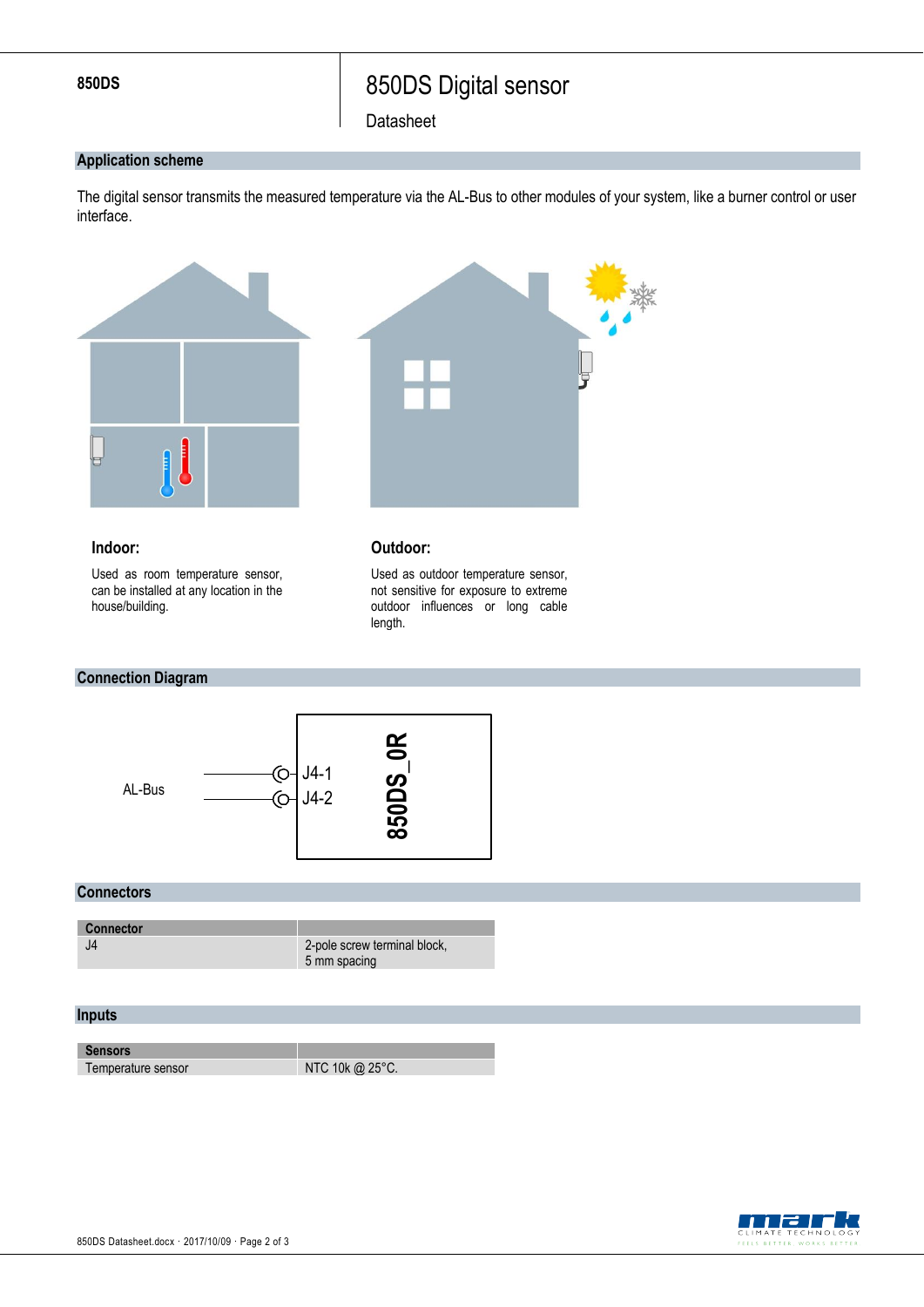## Application scheme

The digital sensor transmits the measured temperature via the AL-Bus to other modules of your system, like a burner control or user interface.

**Indoor:**

Used as room temperature sensor, can be installed at any location in the house/building.

**Outdoor:**

Used as outdoor temperature sensor, not sensitive for exposure to extreme outdoor influences or long cable length.

## Connection Diagram

AL-Bus — J4-1, J4-2 — 850DS_0R

## Connectors

| Connector | |
|---|---|
| J4 | 2-pole screw terminal block, 5 mm spacing |

## Inputs

| Sensors | |
|---|---|
| Temperature sensor | NTC 10k @ 25°C. |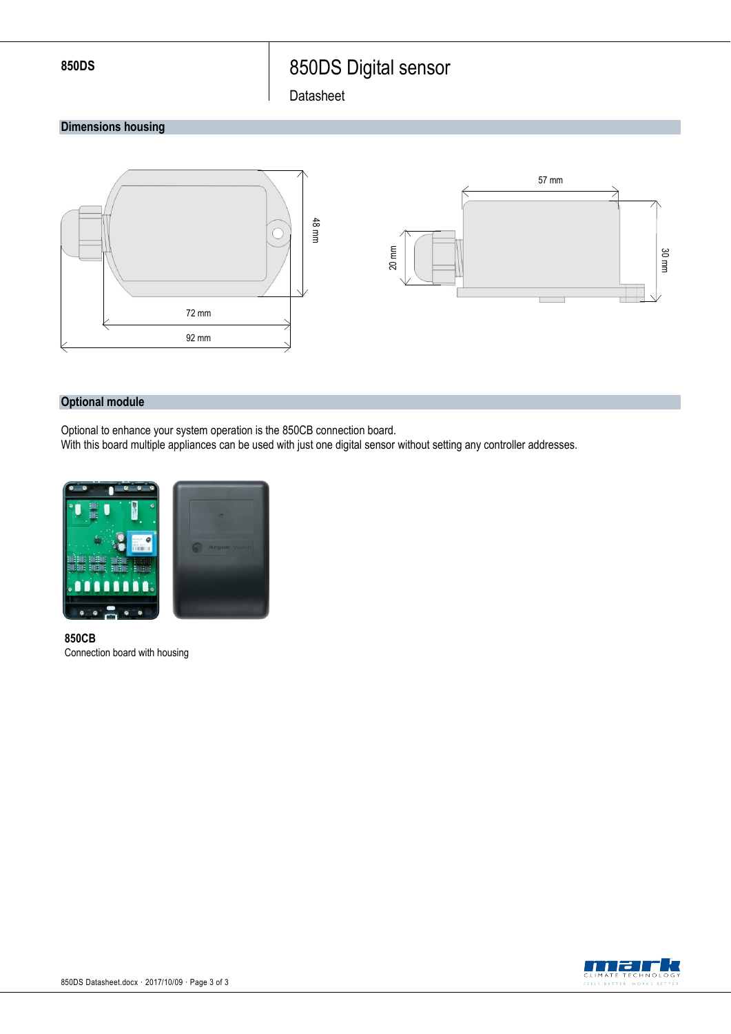## Dimensions housing

48 mm

72 mm

92 mm

57 mm

20 mm

30 mm

## Optional module

Optional to enhance your system operation is the 850CB connection board.
With this board multiple appliances can be used with just one digital sensor without setting any controller addresses.

**850CB**
Connection board with housing